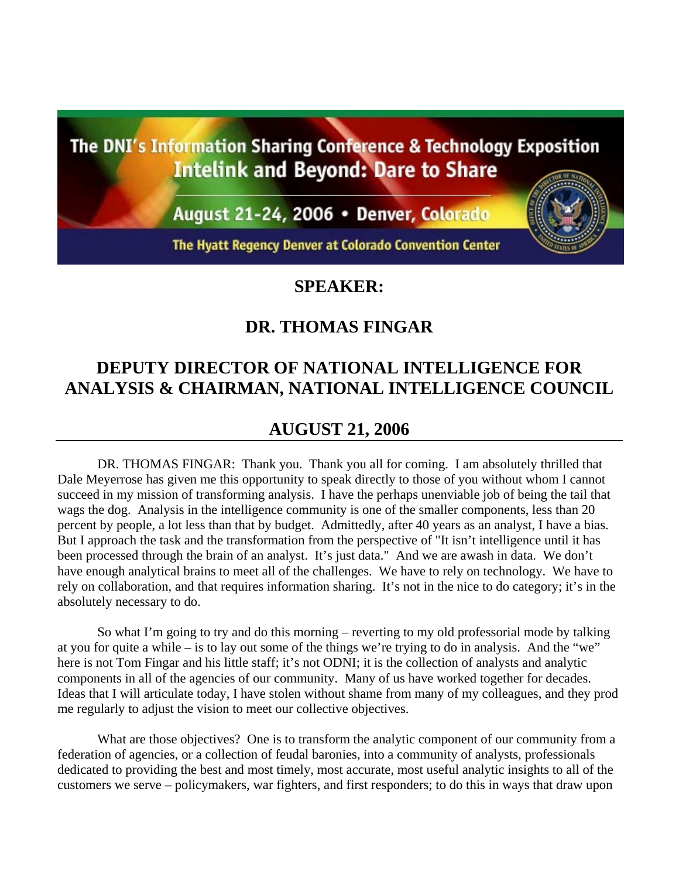The DNI's Information Sharing Conference & Technology Exposition
Intelink and Beyond: Dare to Share

August 21-24, 2006 • Denver, Colorado

The Hyatt Regency Denver at Colorado Convention Center

## SPEAKER:

## DR. THOMAS FINGAR

## DEPUTY DIRECTOR OF NATIONAL INTELLIGENCE FOR ANALYSIS & CHAIRMAN, NATIONAL INTELLIGENCE COUNCIL

## AUGUST 21, 2006

DR. THOMAS FINGAR: Thank you. Thank you all for coming. I am absolutely thrilled that Dale Meyerrose has given me this opportunity to speak directly to those of you without whom I cannot succeed in my mission of transforming analysis. I have the perhaps unenviable job of being the tail that wags the dog. Analysis in the intelligence community is one of the smaller components, less than 20 percent by people, a lot less than that by budget. Admittedly, after 40 years as an analyst, I have a bias. But I approach the task and the transformation from the perspective of "It isn't intelligence until it has been processed through the brain of an analyst. It's just data." And we are awash in data. We don't have enough analytical brains to meet all of the challenges. We have to rely on technology. We have to rely on collaboration, and that requires information sharing. It's not in the nice to do category; it's in the absolutely necessary to do.

So what I'm going to try and do this morning – reverting to my old professorial mode by talking at you for quite a while – is to lay out some of the things we're trying to do in analysis. And the "we" here is not Tom Fingar and his little staff; it's not ODNI; it is the collection of analysts and analytic components in all of the agencies of our community. Many of us have worked together for decades. Ideas that I will articulate today, I have stolen without shame from many of my colleagues, and they prod me regularly to adjust the vision to meet our collective objectives.

What are those objectives? One is to transform the analytic component of our community from a federation of agencies, or a collection of feudal baronies, into a community of analysts, professionals dedicated to providing the best and most timely, most accurate, most useful analytic insights to all of the customers we serve – policymakers, war fighters, and first responders; to do this in ways that draw upon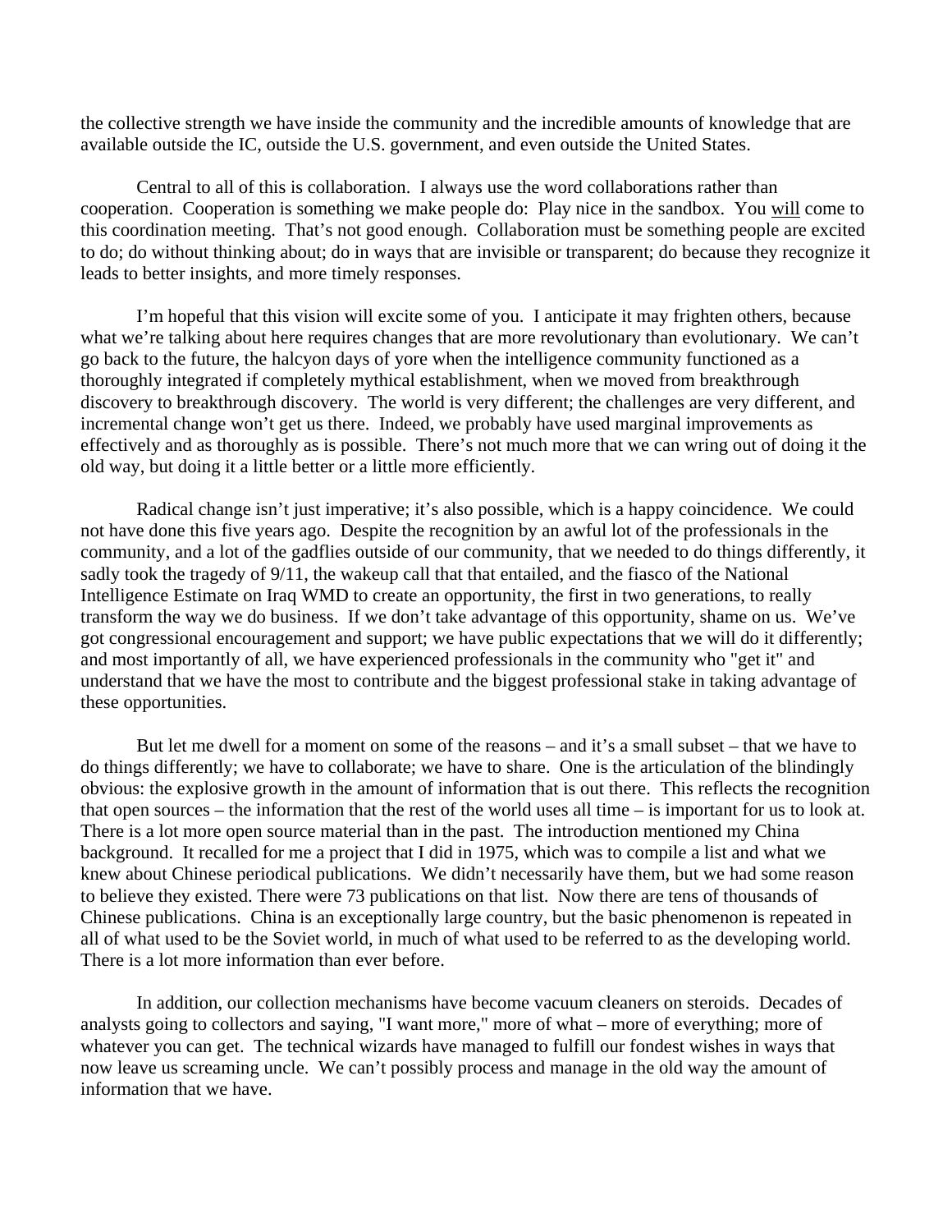the collective strength we have inside the community and the incredible amounts of knowledge that are available outside the IC, outside the U.S. government, and even outside the United States.

Central to all of this is collaboration. I always use the word collaborations rather than cooperation. Cooperation is something we make people do: Play nice in the sandbox. You <u>will</u> come to this coordination meeting. That's not good enough. Collaboration must be something people are excited to do; do without thinking about; do in ways that are invisible or transparent; do because they recognize it leads to better insights, and more timely responses.

I'm hopeful that this vision will excite some of you. I anticipate it may frighten others, because what we're talking about here requires changes that are more revolutionary than evolutionary. We can't go back to the future, the halcyon days of yore when the intelligence community functioned as a thoroughly integrated if completely mythical establishment, when we moved from breakthrough discovery to breakthrough discovery. The world is very different; the challenges are very different, and incremental change won't get us there. Indeed, we probably have used marginal improvements as effectively and as thoroughly as is possible. There's not much more that we can wring out of doing it the old way, but doing it a little better or a little more efficiently.

Radical change isn't just imperative; it's also possible, which is a happy coincidence. We could not have done this five years ago. Despite the recognition by an awful lot of the professionals in the community, and a lot of the gadflies outside of our community, that we needed to do things differently, it sadly took the tragedy of 9/11, the wakeup call that that entailed, and the fiasco of the National Intelligence Estimate on Iraq WMD to create an opportunity, the first in two generations, to really transform the way we do business. If we don't take advantage of this opportunity, shame on us. We've got congressional encouragement and support; we have public expectations that we will do it differently; and most importantly of all, we have experienced professionals in the community who "get it" and understand that we have the most to contribute and the biggest professional stake in taking advantage of these opportunities.

But let me dwell for a moment on some of the reasons – and it's a small subset – that we have to do things differently; we have to collaborate; we have to share. One is the articulation of the blindingly obvious: the explosive growth in the amount of information that is out there. This reflects the recognition that open sources – the information that the rest of the world uses all time – is important for us to look at. There is a lot more open source material than in the past. The introduction mentioned my China background. It recalled for me a project that I did in 1975, which was to compile a list and what we knew about Chinese periodical publications. We didn't necessarily have them, but we had some reason to believe they existed. There were 73 publications on that list. Now there are tens of thousands of Chinese publications. China is an exceptionally large country, but the basic phenomenon is repeated in all of what used to be the Soviet world, in much of what used to be referred to as the developing world. There is a lot more information than ever before.

In addition, our collection mechanisms have become vacuum cleaners on steroids. Decades of analysts going to collectors and saying, "I want more," more of what – more of everything; more of whatever you can get. The technical wizards have managed to fulfill our fondest wishes in ways that now leave us screaming uncle. We can't possibly process and manage in the old way the amount of information that we have.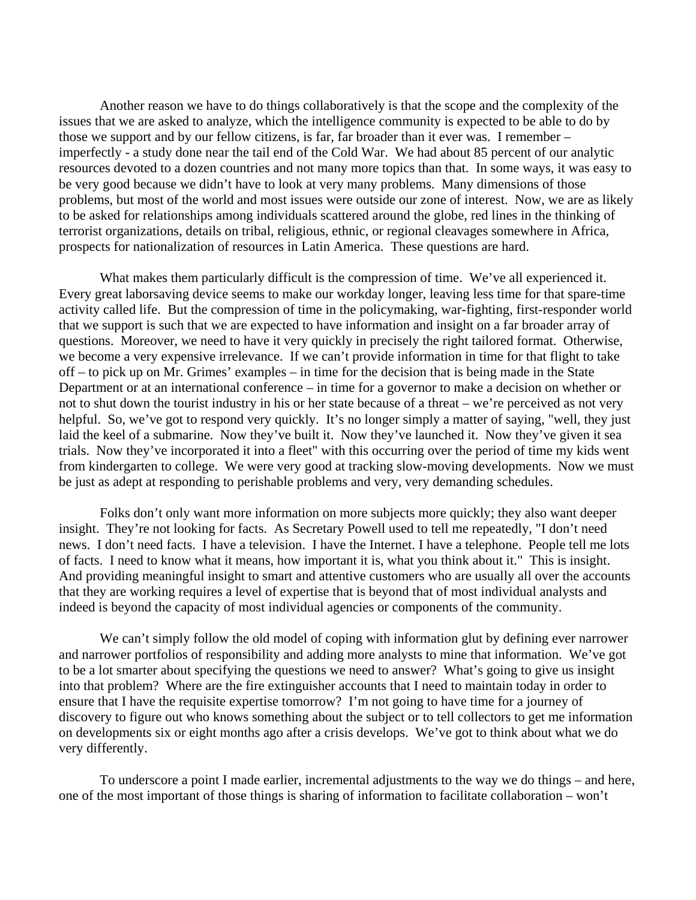Another reason we have to do things collaboratively is that the scope and the complexity of the issues that we are asked to analyze, which the intelligence community is expected to be able to do by those we support and by our fellow citizens, is far, far broader than it ever was. I remember – imperfectly - a study done near the tail end of the Cold War. We had about 85 percent of our analytic resources devoted to a dozen countries and not many more topics than that. In some ways, it was easy to be very good because we didn't have to look at very many problems. Many dimensions of those problems, but most of the world and most issues were outside our zone of interest. Now, we are as likely to be asked for relationships among individuals scattered around the globe, red lines in the thinking of terrorist organizations, details on tribal, religious, ethnic, or regional cleavages somewhere in Africa, prospects for nationalization of resources in Latin America. These questions are hard.

What makes them particularly difficult is the compression of time. We've all experienced it. Every great laborsaving device seems to make our workday longer, leaving less time for that spare-time activity called life. But the compression of time in the policymaking, war-fighting, first-responder world that we support is such that we are expected to have information and insight on a far broader array of questions. Moreover, we need to have it very quickly in precisely the right tailored format. Otherwise, we become a very expensive irrelevance. If we can't provide information in time for that flight to take off – to pick up on Mr. Grimes' examples – in time for the decision that is being made in the State Department or at an international conference – in time for a governor to make a decision on whether or not to shut down the tourist industry in his or her state because of a threat – we're perceived as not very helpful. So, we've got to respond very quickly. It's no longer simply a matter of saying, "well, they just laid the keel of a submarine. Now they've built it. Now they've launched it. Now they've given it sea trials. Now they've incorporated it into a fleet" with this occurring over the period of time my kids went from kindergarten to college. We were very good at tracking slow-moving developments. Now we must be just as adept at responding to perishable problems and very, very demanding schedules.

Folks don't only want more information on more subjects more quickly; they also want deeper insight. They're not looking for facts. As Secretary Powell used to tell me repeatedly, "I don't need news. I don't need facts. I have a television. I have the Internet. I have a telephone. People tell me lots of facts. I need to know what it means, how important it is, what you think about it." This is insight. And providing meaningful insight to smart and attentive customers who are usually all over the accounts that they are working requires a level of expertise that is beyond that of most individual analysts and indeed is beyond the capacity of most individual agencies or components of the community.

We can't simply follow the old model of coping with information glut by defining ever narrower and narrower portfolios of responsibility and adding more analysts to mine that information. We've got to be a lot smarter about specifying the questions we need to answer? What's going to give us insight into that problem? Where are the fire extinguisher accounts that I need to maintain today in order to ensure that I have the requisite expertise tomorrow? I'm not going to have time for a journey of discovery to figure out who knows something about the subject or to tell collectors to get me information on developments six or eight months ago after a crisis develops. We've got to think about what we do very differently.

To underscore a point I made earlier, incremental adjustments to the way we do things – and here, one of the most important of those things is sharing of information to facilitate collaboration – won't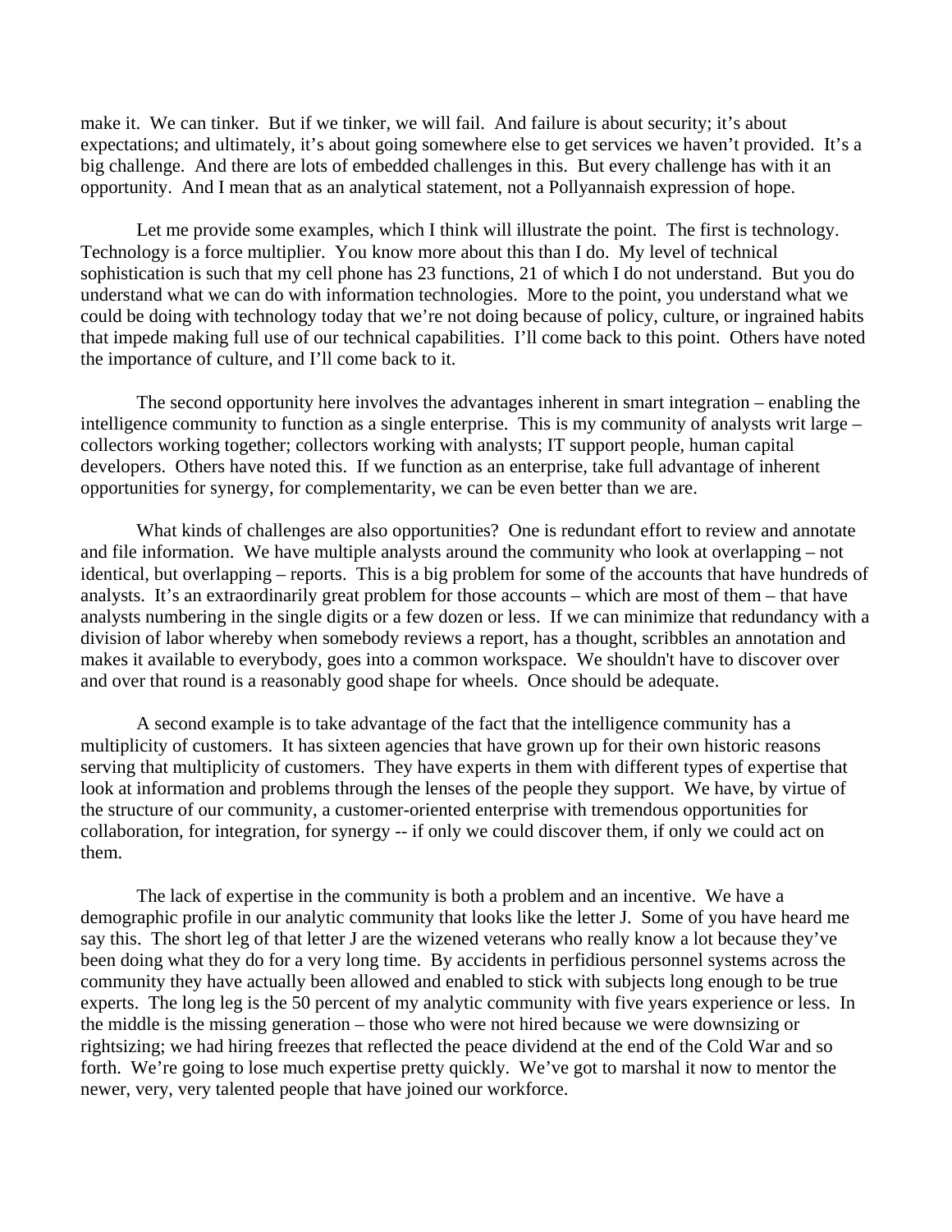make it. We can tinker. But if we tinker, we will fail. And failure is about security; it's about expectations; and ultimately, it's about going somewhere else to get services we haven't provided. It's a big challenge. And there are lots of embedded challenges in this. But every challenge has with it an opportunity. And I mean that as an analytical statement, not a Pollyannaish expression of hope.

Let me provide some examples, which I think will illustrate the point. The first is technology. Technology is a force multiplier. You know more about this than I do. My level of technical sophistication is such that my cell phone has 23 functions, 21 of which I do not understand. But you do understand what we can do with information technologies. More to the point, you understand what we could be doing with technology today that we're not doing because of policy, culture, or ingrained habits that impede making full use of our technical capabilities. I'll come back to this point. Others have noted the importance of culture, and I'll come back to it.

The second opportunity here involves the advantages inherent in smart integration – enabling the intelligence community to function as a single enterprise. This is my community of analysts writ large – collectors working together; collectors working with analysts; IT support people, human capital developers. Others have noted this. If we function as an enterprise, take full advantage of inherent opportunities for synergy, for complementarity, we can be even better than we are.

What kinds of challenges are also opportunities? One is redundant effort to review and annotate and file information. We have multiple analysts around the community who look at overlapping – not identical, but overlapping – reports. This is a big problem for some of the accounts that have hundreds of analysts. It's an extraordinarily great problem for those accounts – which are most of them – that have analysts numbering in the single digits or a few dozen or less. If we can minimize that redundancy with a division of labor whereby when somebody reviews a report, has a thought, scribbles an annotation and makes it available to everybody, goes into a common workspace. We shouldn't have to discover over and over that round is a reasonably good shape for wheels. Once should be adequate.

A second example is to take advantage of the fact that the intelligence community has a multiplicity of customers. It has sixteen agencies that have grown up for their own historic reasons serving that multiplicity of customers. They have experts in them with different types of expertise that look at information and problems through the lenses of the people they support. We have, by virtue of the structure of our community, a customer-oriented enterprise with tremendous opportunities for collaboration, for integration, for synergy -- if only we could discover them, if only we could act on them.

The lack of expertise in the community is both a problem and an incentive. We have a demographic profile in our analytic community that looks like the letter J. Some of you have heard me say this. The short leg of that letter J are the wizened veterans who really know a lot because they've been doing what they do for a very long time. By accidents in perfidious personnel systems across the community they have actually been allowed and enabled to stick with subjects long enough to be true experts. The long leg is the 50 percent of my analytic community with five years experience or less. In the middle is the missing generation – those who were not hired because we were downsizing or rightsizing; we had hiring freezes that reflected the peace dividend at the end of the Cold War and so forth. We're going to lose much expertise pretty quickly. We've got to marshal it now to mentor the newer, very, very talented people that have joined our workforce.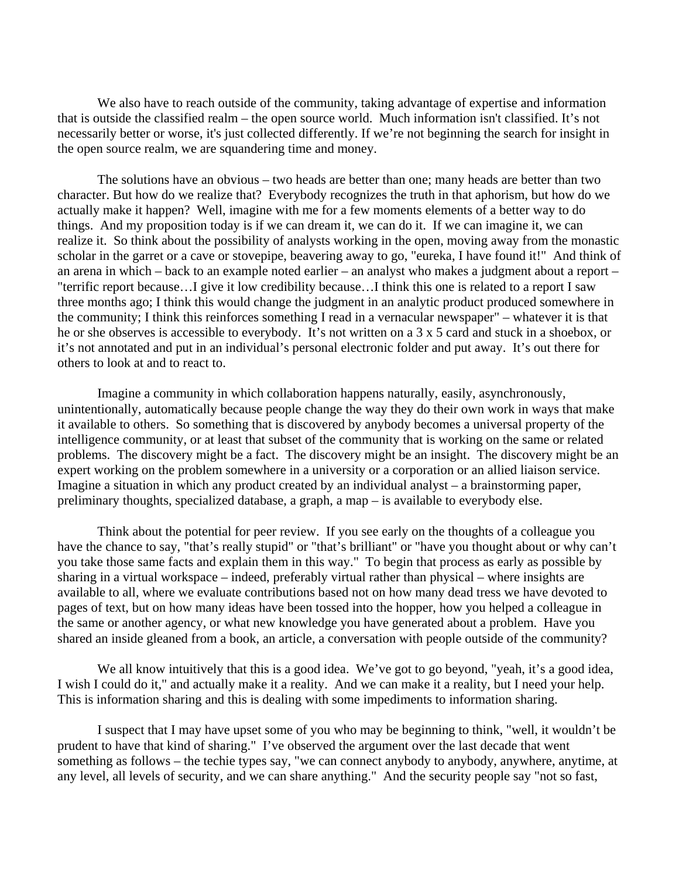We also have to reach outside of the community, taking advantage of expertise and information that is outside the classified realm – the open source world. Much information isn't classified. It's not necessarily better or worse, it's just collected differently. If we're not beginning the search for insight in the open source realm, we are squandering time and money.

The solutions have an obvious – two heads are better than one; many heads are better than two character. But how do we realize that? Everybody recognizes the truth in that aphorism, but how do we actually make it happen? Well, imagine with me for a few moments elements of a better way to do things. And my proposition today is if we can dream it, we can do it. If we can imagine it, we can realize it. So think about the possibility of analysts working in the open, moving away from the monastic scholar in the garret or a cave or stovepipe, beavering away to go, "eureka, I have found it!" And think of an arena in which – back to an example noted earlier – an analyst who makes a judgment about a report – "terrific report because…I give it low credibility because…I think this one is related to a report I saw three months ago; I think this would change the judgment in an analytic product produced somewhere in the community; I think this reinforces something I read in a vernacular newspaper" – whatever it is that he or she observes is accessible to everybody. It's not written on a 3 x 5 card and stuck in a shoebox, or it's not annotated and put in an individual's personal electronic folder and put away. It's out there for others to look at and to react to.

Imagine a community in which collaboration happens naturally, easily, asynchronously, unintentionally, automatically because people change the way they do their own work in ways that make it available to others. So something that is discovered by anybody becomes a universal property of the intelligence community, or at least that subset of the community that is working on the same or related problems. The discovery might be a fact. The discovery might be an insight. The discovery might be an expert working on the problem somewhere in a university or a corporation or an allied liaison service. Imagine a situation in which any product created by an individual analyst – a brainstorming paper, preliminary thoughts, specialized database, a graph, a map – is available to everybody else.

Think about the potential for peer review. If you see early on the thoughts of a colleague you have the chance to say, "that's really stupid" or "that's brilliant" or "have you thought about or why can't you take those same facts and explain them in this way." To begin that process as early as possible by sharing in a virtual workspace – indeed, preferably virtual rather than physical – where insights are available to all, where we evaluate contributions based not on how many dead tress we have devoted to pages of text, but on how many ideas have been tossed into the hopper, how you helped a colleague in the same or another agency, or what new knowledge you have generated about a problem. Have you shared an inside gleaned from a book, an article, a conversation with people outside of the community?

We all know intuitively that this is a good idea. We've got to go beyond, "yeah, it's a good idea, I wish I could do it," and actually make it a reality. And we can make it a reality, but I need your help. This is information sharing and this is dealing with some impediments to information sharing.

I suspect that I may have upset some of you who may be beginning to think, "well, it wouldn't be prudent to have that kind of sharing." I've observed the argument over the last decade that went something as follows – the techie types say, "we can connect anybody to anybody, anywhere, anytime, at any level, all levels of security, and we can share anything." And the security people say "not so fast,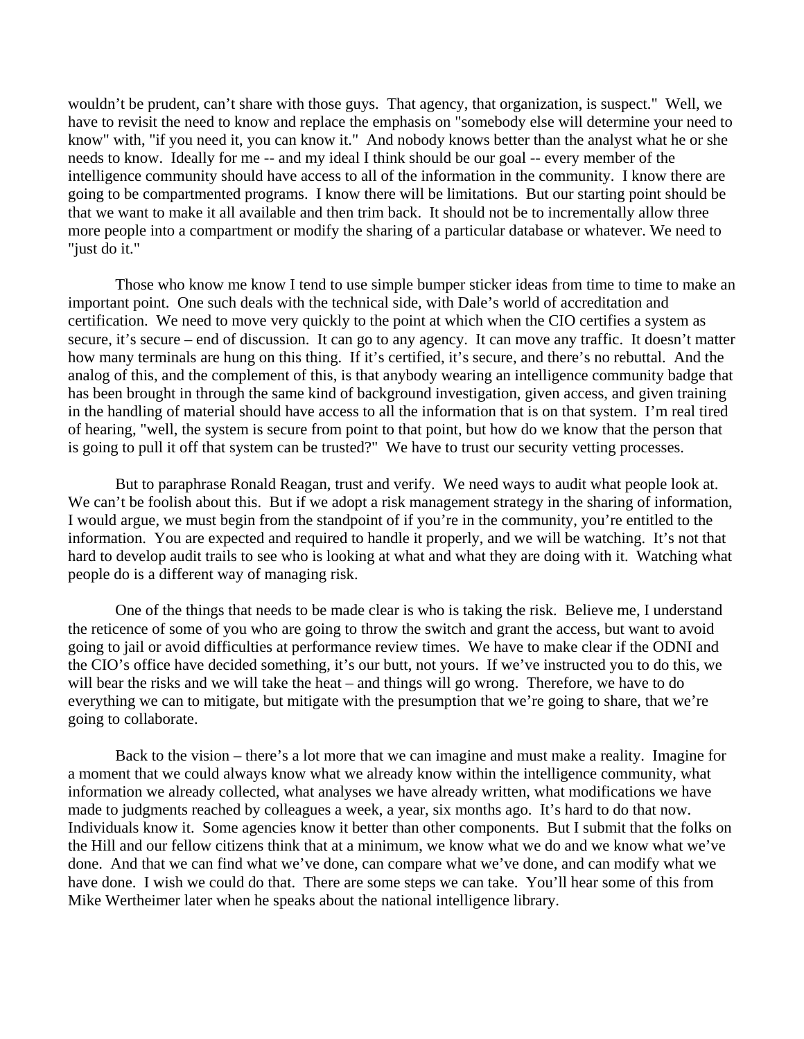wouldn't be prudent, can't share with those guys. That agency, that organization, is suspect." Well, we have to revisit the need to know and replace the emphasis on "somebody else will determine your need to know" with, "if you need it, you can know it." And nobody knows better than the analyst what he or she needs to know. Ideally for me -- and my ideal I think should be our goal -- every member of the intelligence community should have access to all of the information in the community. I know there are going to be compartmented programs. I know there will be limitations. But our starting point should be that we want to make it all available and then trim back. It should not be to incrementally allow three more people into a compartment or modify the sharing of a particular database or whatever. We need to "just do it."

Those who know me know I tend to use simple bumper sticker ideas from time to time to make an important point. One such deals with the technical side, with Dale's world of accreditation and certification. We need to move very quickly to the point at which when the CIO certifies a system as secure, it's secure – end of discussion. It can go to any agency. It can move any traffic. It doesn't matter how many terminals are hung on this thing. If it's certified, it's secure, and there's no rebuttal. And the analog of this, and the complement of this, is that anybody wearing an intelligence community badge that has been brought in through the same kind of background investigation, given access, and given training in the handling of material should have access to all the information that is on that system. I'm real tired of hearing, "well, the system is secure from point to that point, but how do we know that the person that is going to pull it off that system can be trusted?" We have to trust our security vetting processes.

But to paraphrase Ronald Reagan, trust and verify. We need ways to audit what people look at. We can't be foolish about this. But if we adopt a risk management strategy in the sharing of information, I would argue, we must begin from the standpoint of if you're in the community, you're entitled to the information. You are expected and required to handle it properly, and we will be watching. It's not that hard to develop audit trails to see who is looking at what and what they are doing with it. Watching what people do is a different way of managing risk.

One of the things that needs to be made clear is who is taking the risk. Believe me, I understand the reticence of some of you who are going to throw the switch and grant the access, but want to avoid going to jail or avoid difficulties at performance review times. We have to make clear if the ODNI and the CIO's office have decided something, it's our butt, not yours. If we've instructed you to do this, we will bear the risks and we will take the heat – and things will go wrong. Therefore, we have to do everything we can to mitigate, but mitigate with the presumption that we're going to share, that we're going to collaborate.

Back to the vision – there's a lot more that we can imagine and must make a reality. Imagine for a moment that we could always know what we already know within the intelligence community, what information we already collected, what analyses we have already written, what modifications we have made to judgments reached by colleagues a week, a year, six months ago. It's hard to do that now. Individuals know it. Some agencies know it better than other components. But I submit that the folks on the Hill and our fellow citizens think that at a minimum, we know what we do and we know what we've done. And that we can find what we've done, can compare what we've done, and can modify what we have done. I wish we could do that. There are some steps we can take. You'll hear some of this from Mike Wertheimer later when he speaks about the national intelligence library.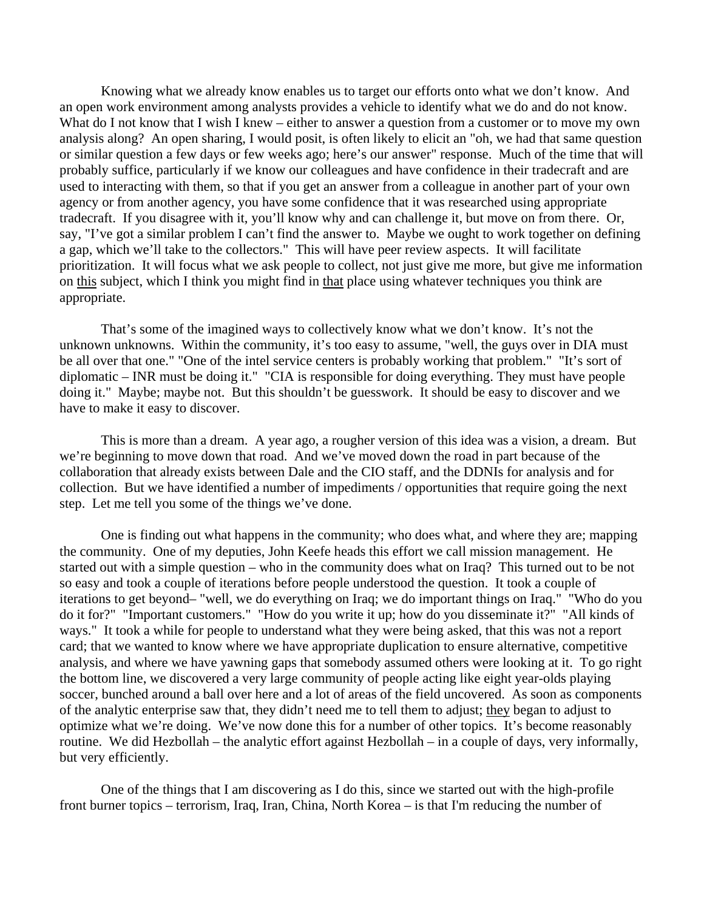Knowing what we already know enables us to target our efforts onto what we don't know. And an open work environment among analysts provides a vehicle to identify what we do and do not know. What do I not know that I wish I knew – either to answer a question from a customer or to move my own analysis along? An open sharing, I would posit, is often likely to elicit an "oh, we had that same question or similar question a few days or few weeks ago; here's our answer" response. Much of the time that will probably suffice, particularly if we know our colleagues and have confidence in their tradecraft and are used to interacting with them, so that if you get an answer from a colleague in another part of your own agency or from another agency, you have some confidence that it was researched using appropriate tradecraft. If you disagree with it, you'll know why and can challenge it, but move on from there. Or, say, "I've got a similar problem I can't find the answer to. Maybe we ought to work together on defining a gap, which we'll take to the collectors." This will have peer review aspects. It will facilitate prioritization. It will focus what we ask people to collect, not just give me more, but give me information on <u>this</u> subject, which I think you might find in <u>that</u> place using whatever techniques you think are appropriate.

That's some of the imagined ways to collectively know what we don't know. It's not the unknown unknowns. Within the community, it's too easy to assume, "well, the guys over in DIA must be all over that one." "One of the intel service centers is probably working that problem." "It's sort of diplomatic – INR must be doing it." "CIA is responsible for doing everything. They must have people doing it." Maybe; maybe not. But this shouldn't be guesswork. It should be easy to discover and we have to make it easy to discover.

This is more than a dream. A year ago, a rougher version of this idea was a vision, a dream. But we're beginning to move down that road. And we've moved down the road in part because of the collaboration that already exists between Dale and the CIO staff, and the DDNIs for analysis and for collection. But we have identified a number of impediments / opportunities that require going the next step. Let me tell you some of the things we've done.

One is finding out what happens in the community; who does what, and where they are; mapping the community. One of my deputies, John Keefe heads this effort we call mission management. He started out with a simple question – who in the community does what on Iraq? This turned out to be not so easy and took a couple of iterations before people understood the question. It took a couple of iterations to get beyond– "well, we do everything on Iraq; we do important things on Iraq." "Who do you do it for?" "Important customers." "How do you write it up; how do you disseminate it?" "All kinds of ways." It took a while for people to understand what they were being asked, that this was not a report card; that we wanted to know where we have appropriate duplication to ensure alternative, competitive analysis, and where we have yawning gaps that somebody assumed others were looking at it. To go right the bottom line, we discovered a very large community of people acting like eight year-olds playing soccer, bunched around a ball over here and a lot of areas of the field uncovered. As soon as components of the analytic enterprise saw that, they didn't need me to tell them to adjust; <u>they</u> began to adjust to optimize what we're doing. We've now done this for a number of other topics. It's become reasonably routine. We did Hezbollah – the analytic effort against Hezbollah – in a couple of days, very informally, but very efficiently.

One of the things that I am discovering as I do this, since we started out with the high-profile front burner topics – terrorism, Iraq, Iran, China, North Korea – is that I'm reducing the number of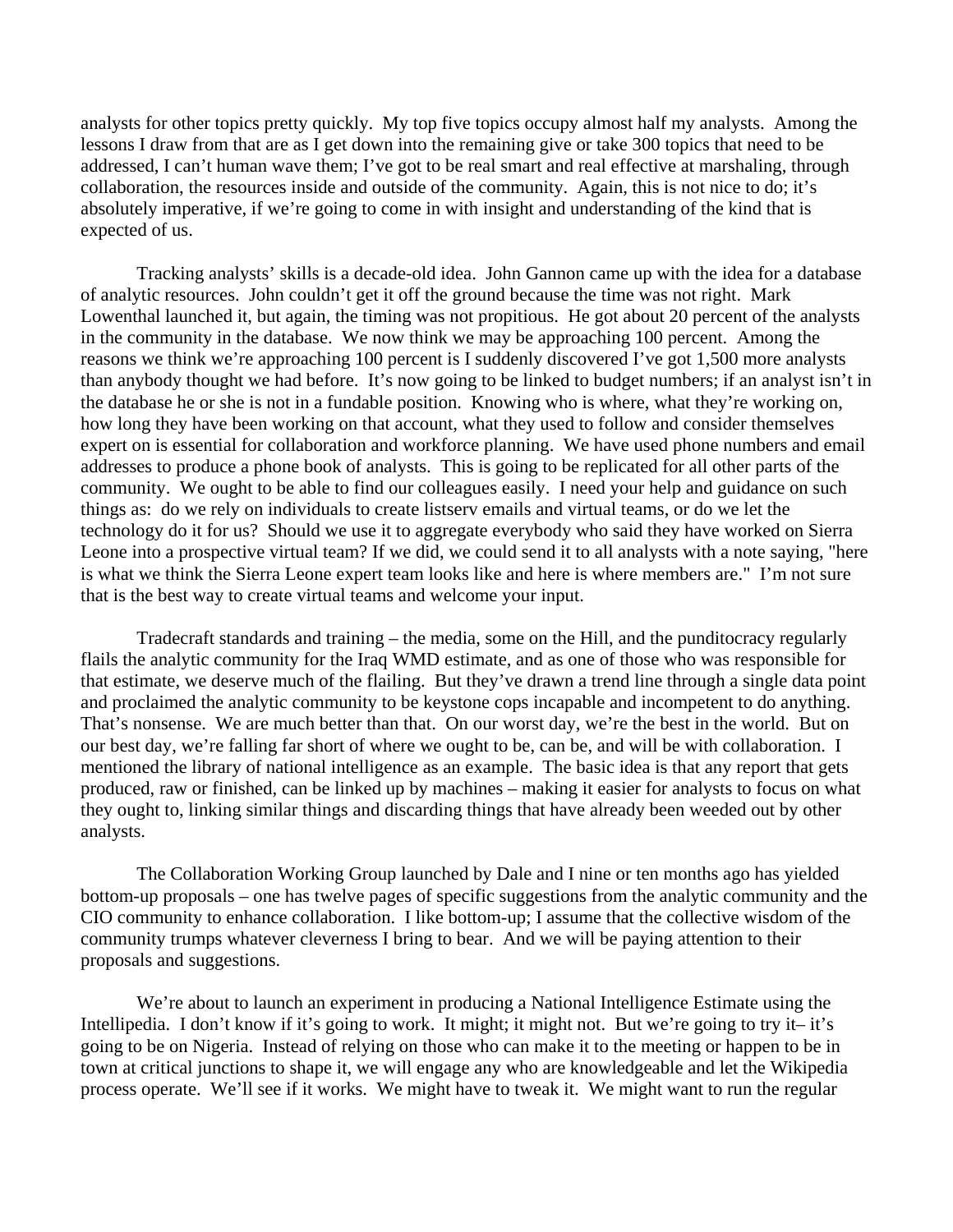analysts for other topics pretty quickly. My top five topics occupy almost half my analysts. Among the lessons I draw from that are as I get down into the remaining give or take 300 topics that need to be addressed, I can't human wave them; I've got to be real smart and real effective at marshaling, through collaboration, the resources inside and outside of the community. Again, this is not nice to do; it's absolutely imperative, if we're going to come in with insight and understanding of the kind that is expected of us.

Tracking analysts' skills is a decade-old idea. John Gannon came up with the idea for a database of analytic resources. John couldn't get it off the ground because the time was not right. Mark Lowenthal launched it, but again, the timing was not propitious. He got about 20 percent of the analysts in the community in the database. We now think we may be approaching 100 percent. Among the reasons we think we're approaching 100 percent is I suddenly discovered I've got 1,500 more analysts than anybody thought we had before. It's now going to be linked to budget numbers; if an analyst isn't in the database he or she is not in a fundable position. Knowing who is where, what they're working on, how long they have been working on that account, what they used to follow and consider themselves expert on is essential for collaboration and workforce planning. We have used phone numbers and email addresses to produce a phone book of analysts. This is going to be replicated for all other parts of the community. We ought to be able to find our colleagues easily. I need your help and guidance on such things as: do we rely on individuals to create listserv emails and virtual teams, or do we let the technology do it for us? Should we use it to aggregate everybody who said they have worked on Sierra Leone into a prospective virtual team? If we did, we could send it to all analysts with a note saying, "here is what we think the Sierra Leone expert team looks like and here is where members are." I'm not sure that is the best way to create virtual teams and welcome your input.

Tradecraft standards and training – the media, some on the Hill, and the punditocracy regularly flails the analytic community for the Iraq WMD estimate, and as one of those who was responsible for that estimate, we deserve much of the flailing. But they've drawn a trend line through a single data point and proclaimed the analytic community to be keystone cops incapable and incompetent to do anything. That's nonsense. We are much better than that. On our worst day, we're the best in the world. But on our best day, we're falling far short of where we ought to be, can be, and will be with collaboration. I mentioned the library of national intelligence as an example. The basic idea is that any report that gets produced, raw or finished, can be linked up by machines – making it easier for analysts to focus on what they ought to, linking similar things and discarding things that have already been weeded out by other analysts.

The Collaboration Working Group launched by Dale and I nine or ten months ago has yielded bottom-up proposals – one has twelve pages of specific suggestions from the analytic community and the CIO community to enhance collaboration. I like bottom-up; I assume that the collective wisdom of the community trumps whatever cleverness I bring to bear. And we will be paying attention to their proposals and suggestions.

We're about to launch an experiment in producing a National Intelligence Estimate using the Intellipedia. I don't know if it's going to work. It might; it might not. But we're going to try it– it's going to be on Nigeria. Instead of relying on those who can make it to the meeting or happen to be in town at critical junctions to shape it, we will engage any who are knowledgeable and let the Wikipedia process operate. We'll see if it works. We might have to tweak it. We might want to run the regular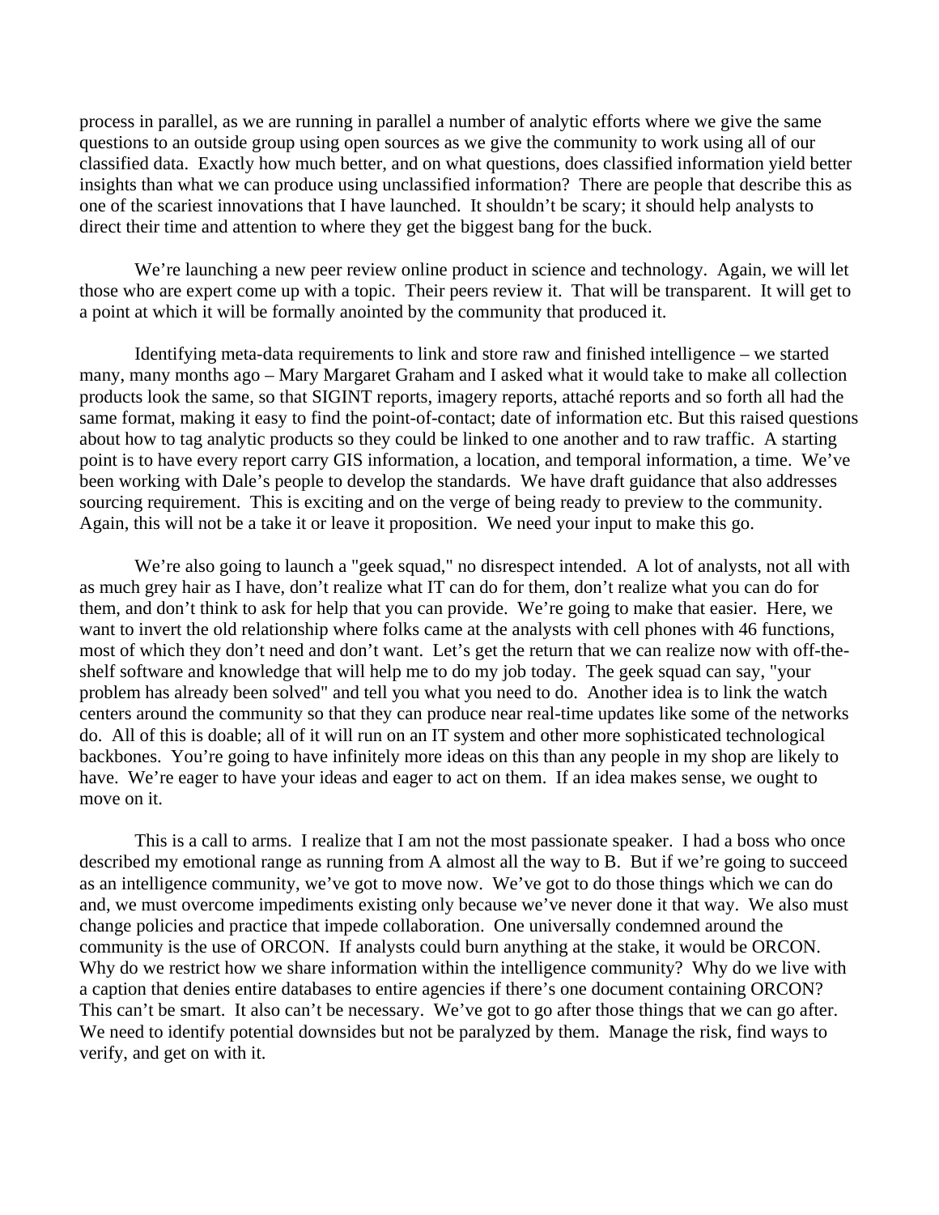process in parallel, as we are running in parallel a number of analytic efforts where we give the same questions to an outside group using open sources as we give the community to work using all of our classified data. Exactly how much better, and on what questions, does classified information yield better insights than what we can produce using unclassified information? There are people that describe this as one of the scariest innovations that I have launched. It shouldn't be scary; it should help analysts to direct their time and attention to where they get the biggest bang for the buck.

We're launching a new peer review online product in science and technology. Again, we will let those who are expert come up with a topic. Their peers review it. That will be transparent. It will get to a point at which it will be formally anointed by the community that produced it.

Identifying meta-data requirements to link and store raw and finished intelligence – we started many, many months ago – Mary Margaret Graham and I asked what it would take to make all collection products look the same, so that SIGINT reports, imagery reports, attaché reports and so forth all had the same format, making it easy to find the point-of-contact; date of information etc. But this raised questions about how to tag analytic products so they could be linked to one another and to raw traffic. A starting point is to have every report carry GIS information, a location, and temporal information, a time. We've been working with Dale's people to develop the standards. We have draft guidance that also addresses sourcing requirement. This is exciting and on the verge of being ready to preview to the community. Again, this will not be a take it or leave it proposition. We need your input to make this go.

We're also going to launch a "geek squad," no disrespect intended. A lot of analysts, not all with as much grey hair as I have, don't realize what IT can do for them, don't realize what you can do for them, and don't think to ask for help that you can provide. We're going to make that easier. Here, we want to invert the old relationship where folks came at the analysts with cell phones with 46 functions, most of which they don't need and don't want. Let's get the return that we can realize now with off-the-shelf software and knowledge that will help me to do my job today. The geek squad can say, "your problem has already been solved" and tell you what you need to do. Another idea is to link the watch centers around the community so that they can produce near real-time updates like some of the networks do. All of this is doable; all of it will run on an IT system and other more sophisticated technological backbones. You're going to have infinitely more ideas on this than any people in my shop are likely to have. We're eager to have your ideas and eager to act on them. If an idea makes sense, we ought to move on it.

This is a call to arms. I realize that I am not the most passionate speaker. I had a boss who once described my emotional range as running from A almost all the way to B. But if we're going to succeed as an intelligence community, we've got to move now. We've got to do those things which we can do and, we must overcome impediments existing only because we've never done it that way. We also must change policies and practice that impede collaboration. One universally condemned around the community is the use of ORCON. If analysts could burn anything at the stake, it would be ORCON. Why do we restrict how we share information within the intelligence community? Why do we live with a caption that denies entire databases to entire agencies if there's one document containing ORCON? This can't be smart. It also can't be necessary. We've got to go after those things that we can go after. We need to identify potential downsides but not be paralyzed by them. Manage the risk, find ways to verify, and get on with it.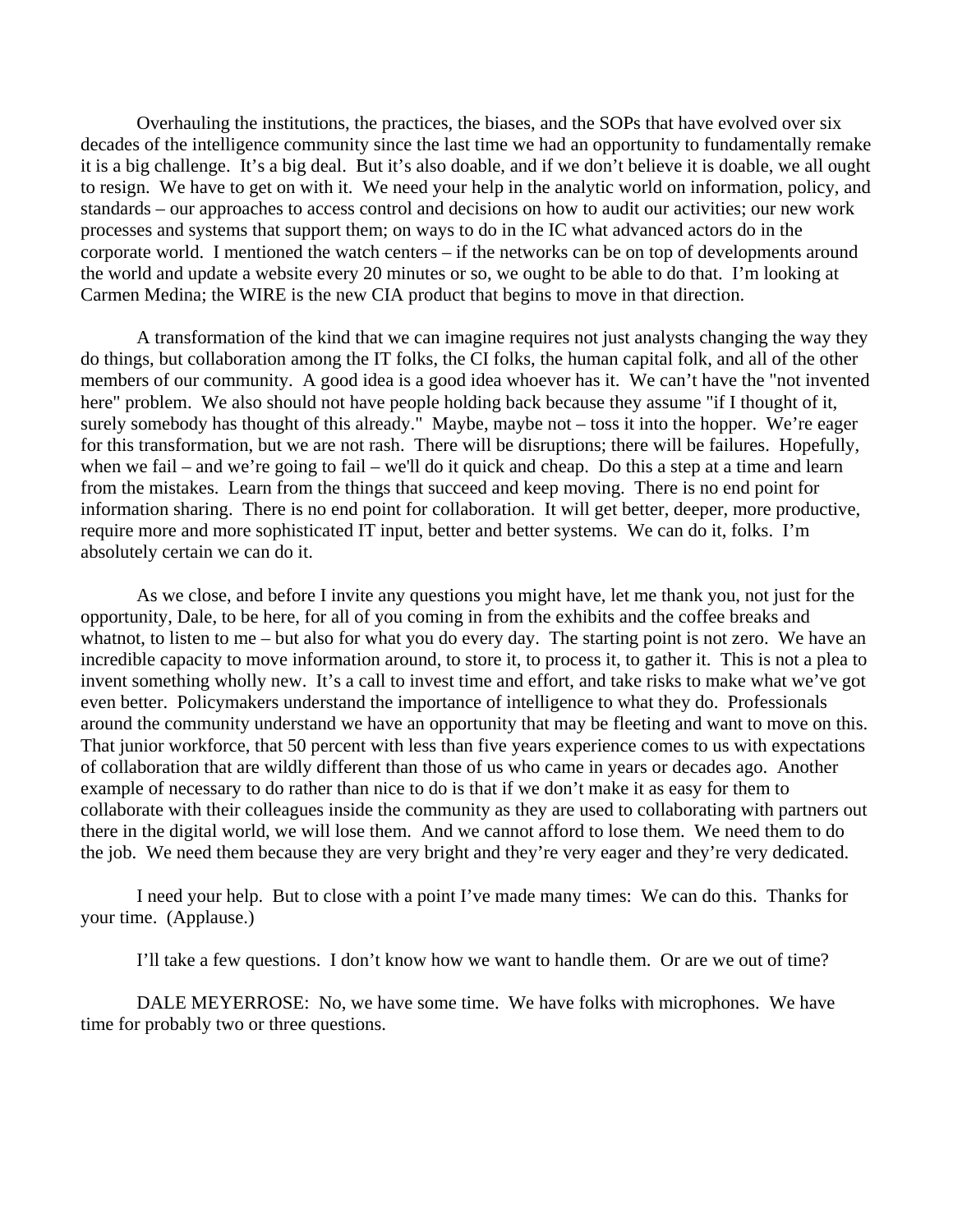Overhauling the institutions, the practices, the biases, and the SOPs that have evolved over six decades of the intelligence community since the last time we had an opportunity to fundamentally remake it is a big challenge. It's a big deal. But it's also doable, and if we don't believe it is doable, we all ought to resign. We have to get on with it. We need your help in the analytic world on information, policy, and standards – our approaches to access control and decisions on how to audit our activities; our new work processes and systems that support them; on ways to do in the IC what advanced actors do in the corporate world. I mentioned the watch centers – if the networks can be on top of developments around the world and update a website every 20 minutes or so, we ought to be able to do that. I'm looking at Carmen Medina; the WIRE is the new CIA product that begins to move in that direction.

A transformation of the kind that we can imagine requires not just analysts changing the way they do things, but collaboration among the IT folks, the CI folks, the human capital folk, and all of the other members of our community. A good idea is a good idea whoever has it. We can't have the "not invented here" problem. We also should not have people holding back because they assume "if I thought of it, surely somebody has thought of this already." Maybe, maybe not – toss it into the hopper. We're eager for this transformation, but we are not rash. There will be disruptions; there will be failures. Hopefully, when we fail – and we're going to fail – we'll do it quick and cheap. Do this a step at a time and learn from the mistakes. Learn from the things that succeed and keep moving. There is no end point for information sharing. There is no end point for collaboration. It will get better, deeper, more productive, require more and more sophisticated IT input, better and better systems. We can do it, folks. I'm absolutely certain we can do it.

As we close, and before I invite any questions you might have, let me thank you, not just for the opportunity, Dale, to be here, for all of you coming in from the exhibits and the coffee breaks and whatnot, to listen to me – but also for what you do every day. The starting point is not zero. We have an incredible capacity to move information around, to store it, to process it, to gather it. This is not a plea to invent something wholly new. It's a call to invest time and effort, and take risks to make what we've got even better. Policymakers understand the importance of intelligence to what they do. Professionals around the community understand we have an opportunity that may be fleeting and want to move on this. That junior workforce, that 50 percent with less than five years experience comes to us with expectations of collaboration that are wildly different than those of us who came in years or decades ago. Another example of necessary to do rather than nice to do is that if we don't make it as easy for them to collaborate with their colleagues inside the community as they are used to collaborating with partners out there in the digital world, we will lose them. And we cannot afford to lose them. We need them to do the job. We need them because they are very bright and they're very eager and they're very dedicated.

I need your help. But to close with a point I've made many times: We can do this. Thanks for your time. (Applause.)

I'll take a few questions. I don't know how we want to handle them. Or are we out of time?

DALE MEYERROSE: No, we have some time. We have folks with microphones. We have time for probably two or three questions.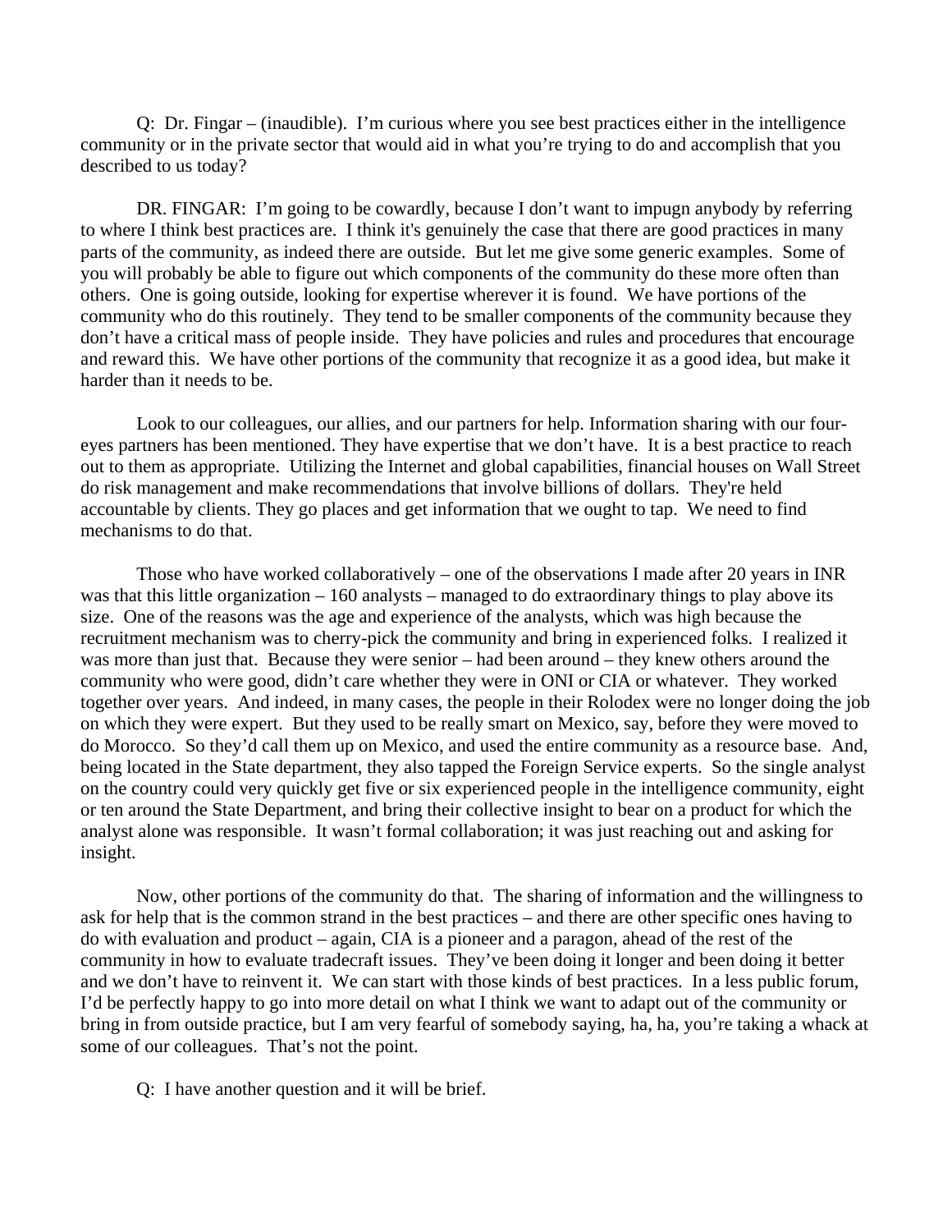Q: Dr. Fingar – (inaudible). I'm curious where you see best practices either in the intelligence community or in the private sector that would aid in what you're trying to do and accomplish that you described to us today?

DR. FINGAR: I'm going to be cowardly, because I don't want to impugn anybody by referring to where I think best practices are. I think it's genuinely the case that there are good practices in many parts of the community, as indeed there are outside. But let me give some generic examples. Some of you will probably be able to figure out which components of the community do these more often than others. One is going outside, looking for expertise wherever it is found. We have portions of the community who do this routinely. They tend to be smaller components of the community because they don't have a critical mass of people inside. They have policies and rules and procedures that encourage and reward this. We have other portions of the community that recognize it as a good idea, but make it harder than it needs to be.

Look to our colleagues, our allies, and our partners for help. Information sharing with our four-eyes partners has been mentioned. They have expertise that we don't have. It is a best practice to reach out to them as appropriate. Utilizing the Internet and global capabilities, financial houses on Wall Street do risk management and make recommendations that involve billions of dollars. They're held accountable by clients. They go places and get information that we ought to tap. We need to find mechanisms to do that.

Those who have worked collaboratively – one of the observations I made after 20 years in INR was that this little organization – 160 analysts – managed to do extraordinary things to play above its size. One of the reasons was the age and experience of the analysts, which was high because the recruitment mechanism was to cherry-pick the community and bring in experienced folks. I realized it was more than just that. Because they were senior – had been around – they knew others around the community who were good, didn't care whether they were in ONI or CIA or whatever. They worked together over years. And indeed, in many cases, the people in their Rolodex were no longer doing the job on which they were expert. But they used to be really smart on Mexico, say, before they were moved to do Morocco. So they'd call them up on Mexico, and used the entire community as a resource base. And, being located in the State department, they also tapped the Foreign Service experts. So the single analyst on the country could very quickly get five or six experienced people in the intelligence community, eight or ten around the State Department, and bring their collective insight to bear on a product for which the analyst alone was responsible. It wasn't formal collaboration; it was just reaching out and asking for insight.

Now, other portions of the community do that. The sharing of information and the willingness to ask for help that is the common strand in the best practices – and there are other specific ones having to do with evaluation and product – again, CIA is a pioneer and a paragon, ahead of the rest of the community in how to evaluate tradecraft issues. They've been doing it longer and been doing it better and we don't have to reinvent it. We can start with those kinds of best practices. In a less public forum, I'd be perfectly happy to go into more detail on what I think we want to adapt out of the community or bring in from outside practice, but I am very fearful of somebody saying, ha, ha, you're taking a whack at some of our colleagues. That's not the point.

Q: I have another question and it will be brief.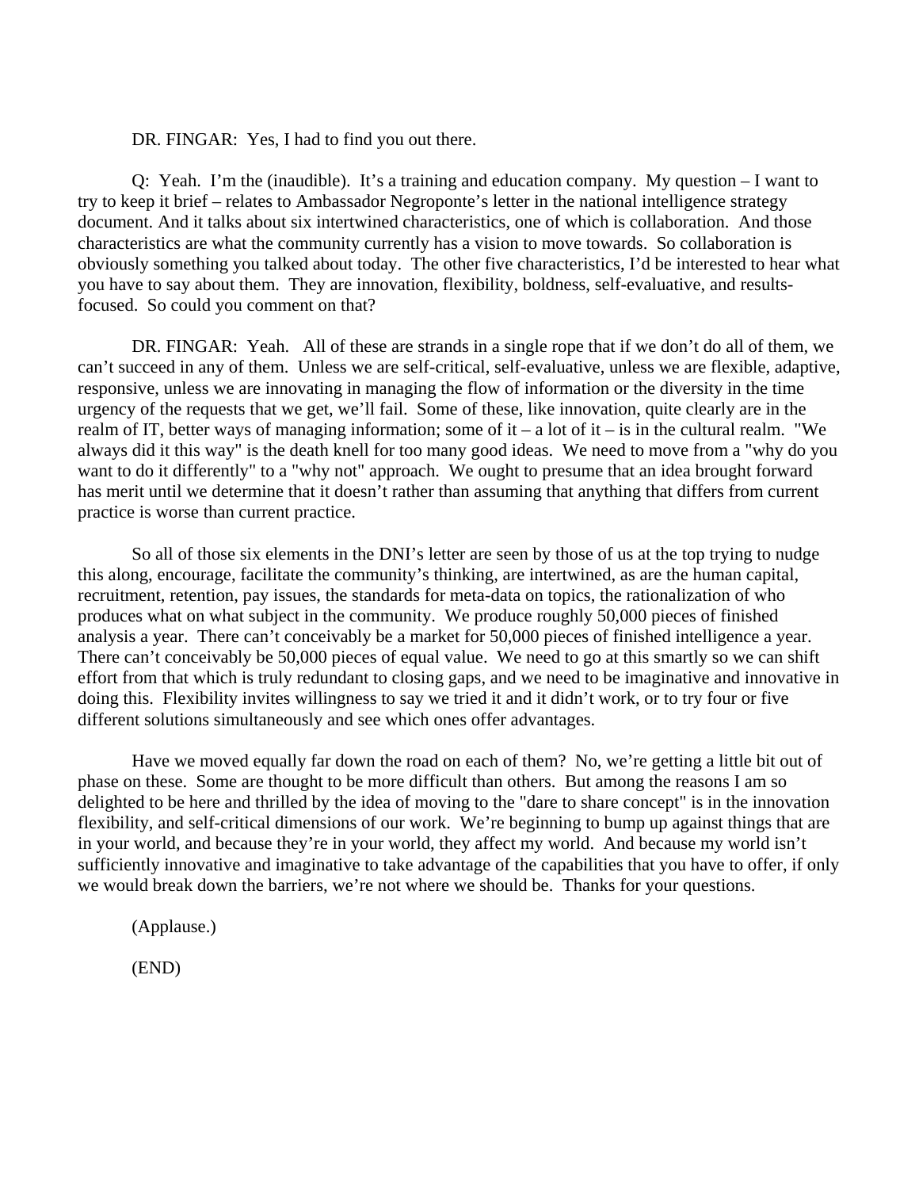DR. FINGAR: Yes, I had to find you out there.

Q: Yeah. I'm the (inaudible). It's a training and education company. My question – I want to try to keep it brief – relates to Ambassador Negroponte's letter in the national intelligence strategy document. And it talks about six intertwined characteristics, one of which is collaboration. And those characteristics are what the community currently has a vision to move towards. So collaboration is obviously something you talked about today. The other five characteristics, I'd be interested to hear what you have to say about them. They are innovation, flexibility, boldness, self-evaluative, and results-focused. So could you comment on that?

DR. FINGAR: Yeah. All of these are strands in a single rope that if we don't do all of them, we can't succeed in any of them. Unless we are self-critical, self-evaluative, unless we are flexible, adaptive, responsive, unless we are innovating in managing the flow of information or the diversity in the time urgency of the requests that we get, we'll fail. Some of these, like innovation, quite clearly are in the realm of IT, better ways of managing information; some of it – a lot of it – is in the cultural realm. "We always did it this way" is the death knell for too many good ideas. We need to move from a "why do you want to do it differently" to a "why not" approach. We ought to presume that an idea brought forward has merit until we determine that it doesn't rather than assuming that anything that differs from current practice is worse than current practice.

So all of those six elements in the DNI's letter are seen by those of us at the top trying to nudge this along, encourage, facilitate the community's thinking, are intertwined, as are the human capital, recruitment, retention, pay issues, the standards for meta-data on topics, the rationalization of who produces what on what subject in the community. We produce roughly 50,000 pieces of finished analysis a year. There can't conceivably be a market for 50,000 pieces of finished intelligence a year. There can't conceivably be 50,000 pieces of equal value. We need to go at this smartly so we can shift effort from that which is truly redundant to closing gaps, and we need to be imaginative and innovative in doing this. Flexibility invites willingness to say we tried it and it didn't work, or to try four or five different solutions simultaneously and see which ones offer advantages.

Have we moved equally far down the road on each of them? No, we're getting a little bit out of phase on these. Some are thought to be more difficult than others. But among the reasons I am so delighted to be here and thrilled by the idea of moving to the "dare to share concept" is in the innovation flexibility, and self-critical dimensions of our work. We're beginning to bump up against things that are in your world, and because they're in your world, they affect my world. And because my world isn't sufficiently innovative and imaginative to take advantage of the capabilities that you have to offer, if only we would break down the barriers, we're not where we should be. Thanks for your questions.

(Applause.)

(END)